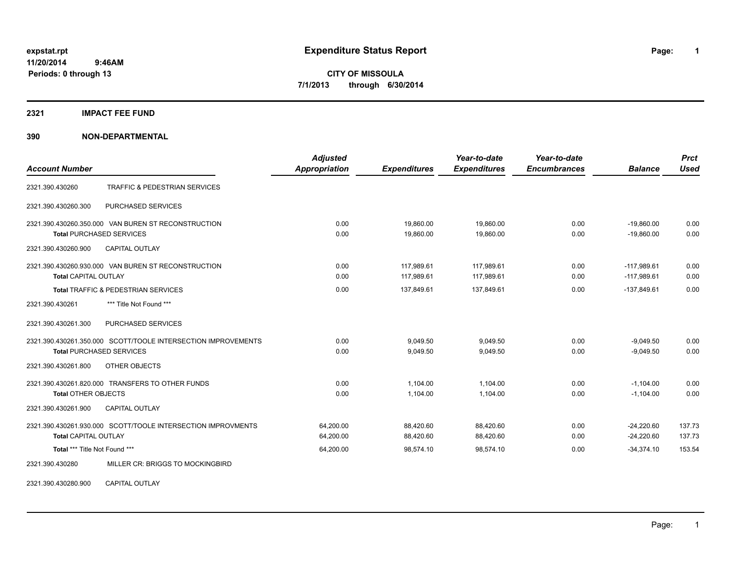expstat.rpt
11/20/2014 9:46AM
Periods: 0 through 13

# Expenditure Status Report

**CITY OF MISSOULA**
**7/1/2013 through 6/30/2014**

## 2321 IMPACT FEE FUND

## 390 NON-DEPARTMENTAL

| Account Number | | Adjusted Appropriation | Expenditures | Year-to-date Expenditures | Year-to-date Encumbrances | Balance | Prct Used |
|---|---|---|---|---|---|---|---|
| 2321.390.430260 | TRAFFIC & PEDESTRIAN SERVICES | | | | | | |
| 2321.390.430260.300 | PURCHASED SERVICES | | | | | | |
| 2321.390.430260.350.000 | VAN BUREN ST RECONSTRUCTION | 0.00 | 19,860.00 | 19,860.00 | 0.00 | -19,860.00 | 0.00 |
| **Total** PURCHASED SERVICES | | 0.00 | 19,860.00 | 19,860.00 | 0.00 | -19,860.00 | 0.00 |
| 2321.390.430260.900 | CAPITAL OUTLAY | | | | | | |
| 2321.390.430260.930.000 | VAN BUREN ST RECONSTRUCTION | 0.00 | 117,989.61 | 117,989.61 | 0.00 | -117,989.61 | 0.00 |
| **Total** CAPITAL OUTLAY | | 0.00 | 117,989.61 | 117,989.61 | 0.00 | -117,989.61 | 0.00 |
| **Total** TRAFFIC & PEDESTRIAN SERVICES | | 0.00 | 137,849.61 | 137,849.61 | 0.00 | -137,849.61 | 0.00 |
| 2321.390.430261 | *** Title Not Found *** | | | | | | |
| 2321.390.430261.300 | PURCHASED SERVICES | | | | | | |
| 2321.390.430261.350.000 | SCOTT/TOOLE INTERSECTION IMPROVEMENTS | 0.00 | 9,049.50 | 9,049.50 | 0.00 | -9,049.50 | 0.00 |
| **Total** PURCHASED SERVICES | | 0.00 | 9,049.50 | 9,049.50 | 0.00 | -9,049.50 | 0.00 |
| 2321.390.430261.800 | OTHER OBJECTS | | | | | | |
| 2321.390.430261.820.000 | TRANSFERS TO OTHER FUNDS | 0.00 | 1,104.00 | 1,104.00 | 0.00 | -1,104.00 | 0.00 |
| **Total** OTHER OBJECTS | | 0.00 | 1,104.00 | 1,104.00 | 0.00 | -1,104.00 | 0.00 |
| 2321.390.430261.900 | CAPITAL OUTLAY | | | | | | |
| 2321.390.430261.930.000 | SCOTT/TOOLE INTERSECTION IMPROVMENTS | 64,200.00 | 88,420.60 | 88,420.60 | 0.00 | -24,220.60 | 137.73 |
| **Total** CAPITAL OUTLAY | | 64,200.00 | 88,420.60 | 88,420.60 | 0.00 | -24,220.60 | 137.73 |
| **Total** *** Title Not Found *** | | 64,200.00 | 98,574.10 | 98,574.10 | 0.00 | -34,374.10 | 153.54 |
| 2321.390.430280 | MILLER CR: BRIGGS TO MOCKINGBIRD | | | | | | |
| 2321.390.430280.900 | CAPITAL OUTLAY | | | | | | |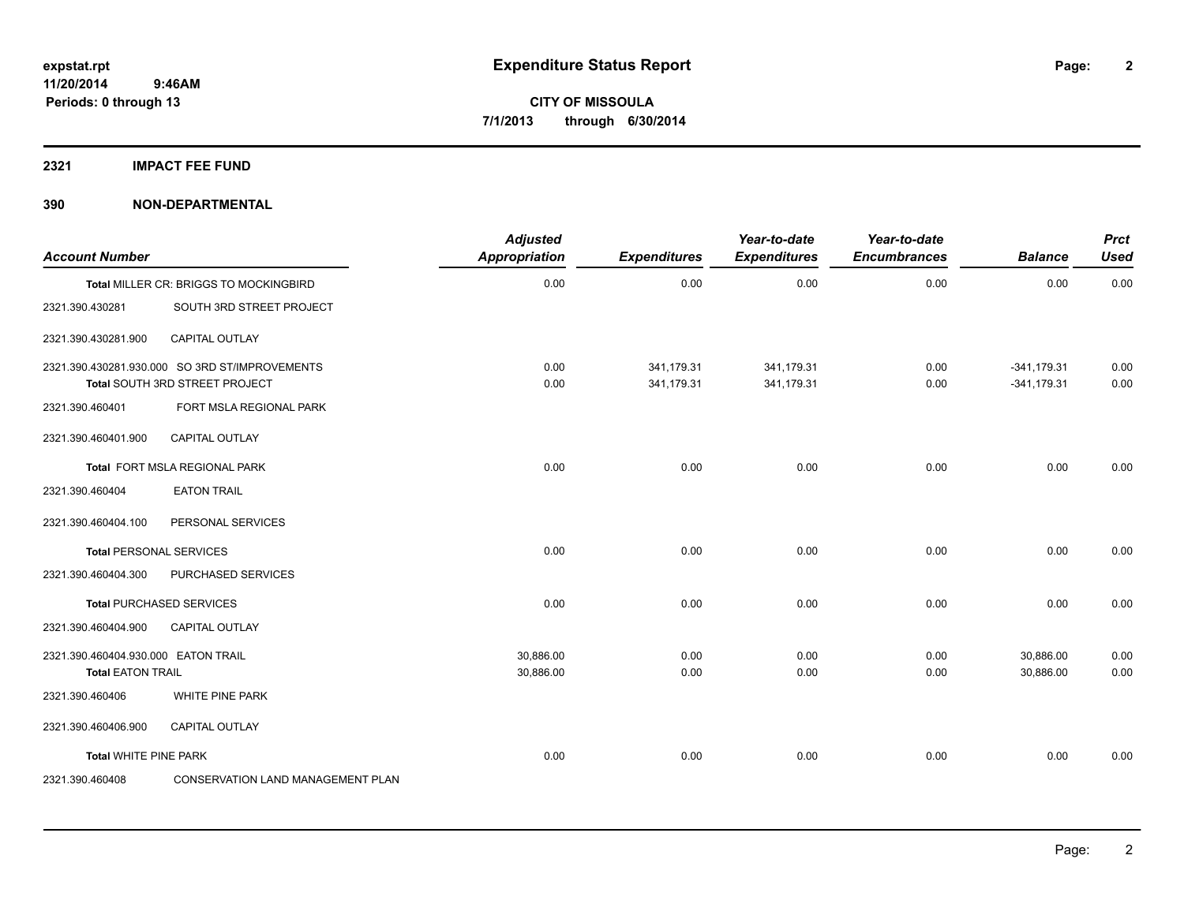**expstat.rpt**
**11/20/2014 9:46AM**
**Periods: 0 through 13**

# Expenditure Status Report

**CITY OF MISSOULA**
**7/1/2013 through 6/30/2014**

## 2321 IMPACT FEE FUND

### 390 NON-DEPARTMENTAL

| Account Number | | Adjusted Appropriation | Expenditures | Year-to-date Expenditures | Year-to-date Encumbrances | Balance | Prct Used |
|---|---|---|---|---|---|---|---|
| **Total** MILLER CR: BRIGGS TO MOCKINGBIRD | | 0.00 | 0.00 | 0.00 | 0.00 | 0.00 | 0.00 |
| 2321.390.430281 | SOUTH 3RD STREET PROJECT | | | | | | |
| 2321.390.430281.900 | CAPITAL OUTLAY | | | | | | |
| 2321.390.430281.930.000 | SO 3RD ST/IMPROVEMENTS | 0.00 | 341,179.31 | 341,179.31 | 0.00 | -341,179.31 | 0.00 |
| **Total** SOUTH 3RD STREET PROJECT | | 0.00 | 341,179.31 | 341,179.31 | 0.00 | -341,179.31 | 0.00 |
| 2321.390.460401 | FORT MSLA REGIONAL PARK | | | | | | |
| 2321.390.460401.900 | CAPITAL OUTLAY | | | | | | |
| **Total** FORT MSLA REGIONAL PARK | | 0.00 | 0.00 | 0.00 | 0.00 | 0.00 | 0.00 |
| 2321.390.460404 | EATON TRAIL | | | | | | |
| 2321.390.460404.100 | PERSONAL SERVICES | | | | | | |
| **Total** PERSONAL SERVICES | | 0.00 | 0.00 | 0.00 | 0.00 | 0.00 | 0.00 |
| 2321.390.460404.300 | PURCHASED SERVICES | | | | | | |
| **Total** PURCHASED SERVICES | | 0.00 | 0.00 | 0.00 | 0.00 | 0.00 | 0.00 |
| 2321.390.460404.900 | CAPITAL OUTLAY | | | | | | |
| 2321.390.460404.930.000 | EATON TRAIL | 30,886.00 | 0.00 | 0.00 | 0.00 | 30,886.00 | 0.00 |
| **Total** EATON TRAIL | | 30,886.00 | 0.00 | 0.00 | 0.00 | 30,886.00 | 0.00 |
| 2321.390.460406 | WHITE PINE PARK | | | | | | |
| 2321.390.460406.900 | CAPITAL OUTLAY | | | | | | |
| **Total** WHITE PINE PARK | | 0.00 | 0.00 | 0.00 | 0.00 | 0.00 | 0.00 |
| 2321.390.460408 | CONSERVATION LAND MANAGEMENT PLAN | | | | | | |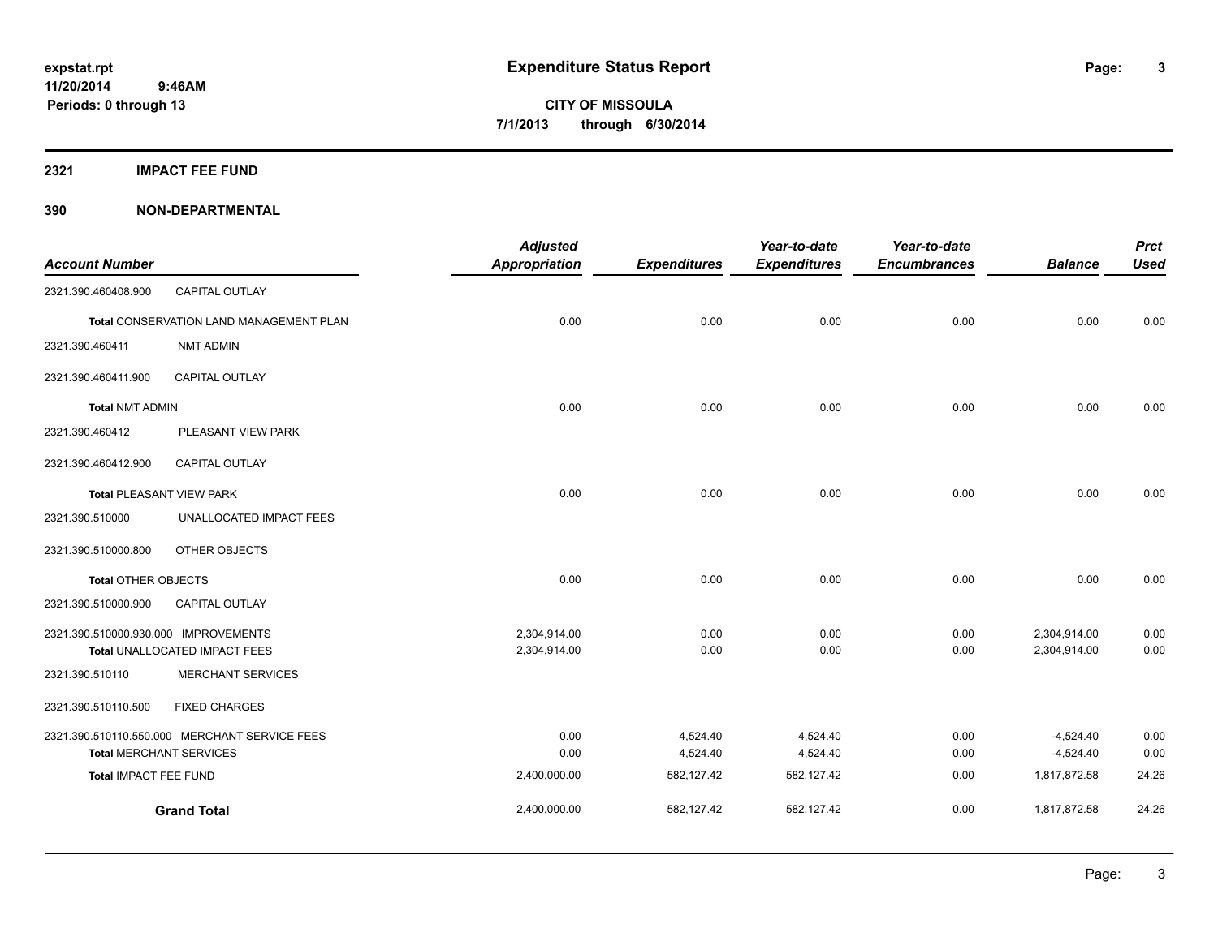**expstat.rpt**
**11/20/2014 9:46AM**
**Periods: 0 through 13**

# Expenditure Status Report

**CITY OF MISSOULA**
**7/1/2013 through 6/30/2014**

## 2321 IMPACT FEE FUND

### 390 NON-DEPARTMENTAL

| Account Number | | Adjusted Appropriation | Expenditures | Year-to-date Expenditures | Year-to-date Encumbrances | Balance | Prct Used |
|---|---|---|---|---|---|---|---|
| 2321.390.460408.900 | CAPITAL OUTLAY | | | | | | |
| **Total** CONSERVATION LAND MANAGEMENT PLAN | | 0.00 | 0.00 | 0.00 | 0.00 | 0.00 | 0.00 |
| 2321.390.460411 | NMT ADMIN | | | | | | |
| 2321.390.460411.900 | CAPITAL OUTLAY | | | | | | |
| **Total** NMT ADMIN | | 0.00 | 0.00 | 0.00 | 0.00 | 0.00 | 0.00 |
| 2321.390.460412 | PLEASANT VIEW PARK | | | | | | |
| 2321.390.460412.900 | CAPITAL OUTLAY | | | | | | |
| **Total** PLEASANT VIEW PARK | | 0.00 | 0.00 | 0.00 | 0.00 | 0.00 | 0.00 |
| 2321.390.510000 | UNALLOCATED IMPACT FEES | | | | | | |
| 2321.390.510000.800 | OTHER OBJECTS | | | | | | |
| **Total** OTHER OBJECTS | | 0.00 | 0.00 | 0.00 | 0.00 | 0.00 | 0.00 |
| 2321.390.510000.900 | CAPITAL OUTLAY | | | | | | |
| 2321.390.510000.930.000 | IMPROVEMENTS | 2,304,914.00 | 0.00 | 0.00 | 0.00 | 2,304,914.00 | 0.00 |
| **Total** UNALLOCATED IMPACT FEES | | 2,304,914.00 | 0.00 | 0.00 | 0.00 | 2,304,914.00 | 0.00 |
| 2321.390.510110 | MERCHANT SERVICES | | | | | | |
| 2321.390.510110.500 | FIXED CHARGES | | | | | | |
| 2321.390.510110.550.000 | MERCHANT SERVICE FEES | 0.00 | 4,524.40 | 4,524.40 | 0.00 | -4,524.40 | 0.00 |
| **Total** MERCHANT SERVICES | | 0.00 | 4,524.40 | 4,524.40 | 0.00 | -4,524.40 | 0.00 |
| **Total** IMPACT FEE FUND | | 2,400,000.00 | 582,127.42 | 582,127.42 | 0.00 | 1,817,872.58 | 24.26 |
| **Grand Total** | | 2,400,000.00 | 582,127.42 | 582,127.42 | 0.00 | 1,817,872.58 | 24.26 |